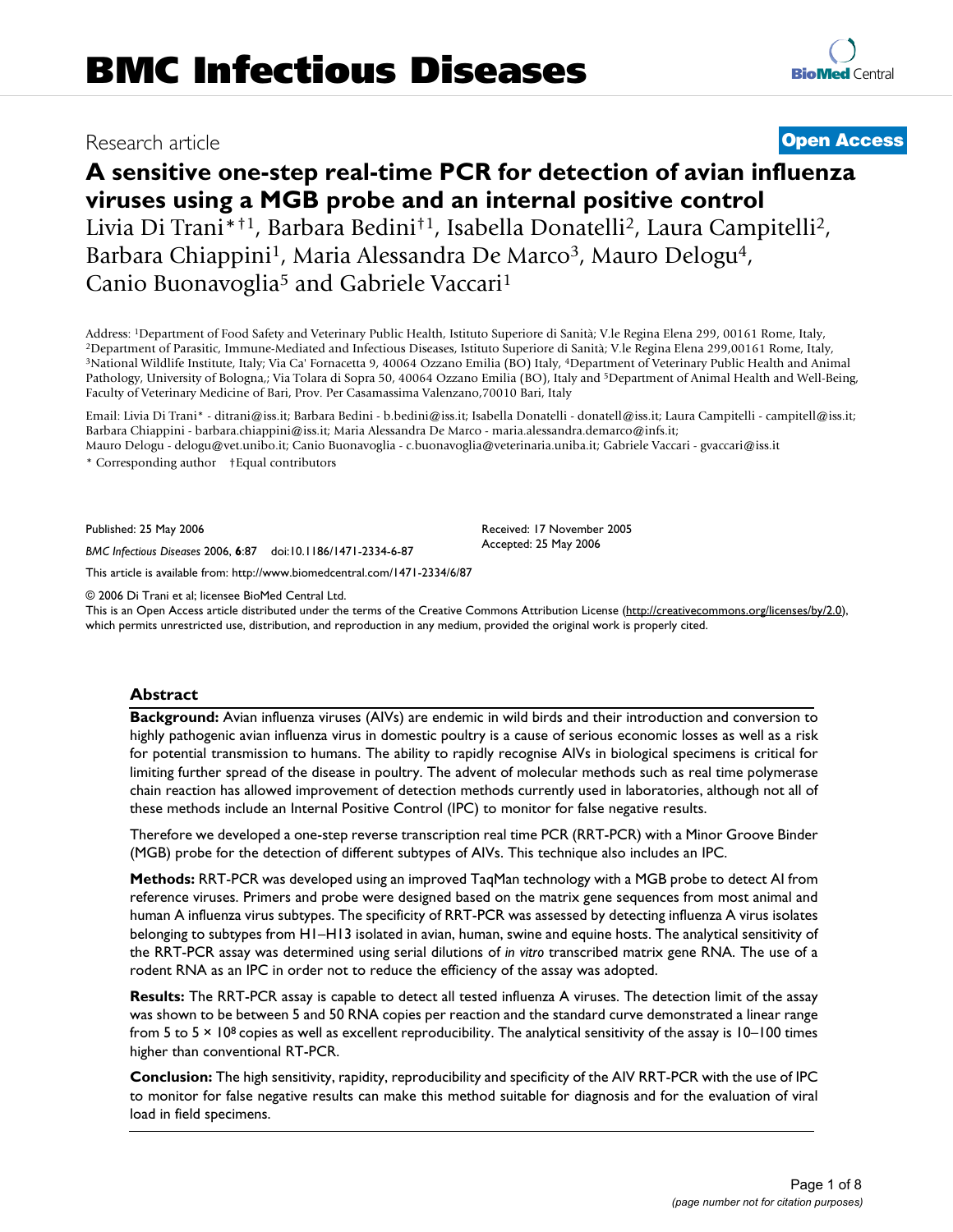# BMC Infectious Diseases

Research article

**Open Access**

## A sensitive one-step real-time PCR for detection of avian influenza viruses using a MGB probe and an internal positive control

Livia Di Trani*†[1], Barbara Bedini†[1], Isabella Donatelli[2], Laura Campitelli[2], Barbara Chiappini[1], Maria Alessandra De Marco[3], Mauro Delogu[4], Canio Buonavoglia[5] and Gabriele Vaccari[1]

Address: [1]Department of Food Safety and Veterinary Public Health, Istituto Superiore di Sanità; V.le Regina Elena 299, 00161 Rome, Italy, [2]Department of Parasitic, Immune-Mediated and Infectious Diseases, Istituto Superiore di Sanità; V.le Regina Elena 299,00161 Rome, Italy, [3]National Wildlife Institute, Italy; Via Ca' Fornacetta 9, 40064 Ozzano Emilia (BO) Italy, [4]Department of Veterinary Public Health and Animal Pathology, University of Bologna,; Via Tolara di Sopra 50, 40064 Ozzano Emilia (BO), Italy and [5]Department of Animal Health and Well-Being, Faculty of Veterinary Medicine of Bari, Prov. Per Casamassima Valenzano,70010 Bari, Italy

Email: Livia Di Trani* - ditrani@iss.it; Barbara Bedini - b.bedini@iss.it; Isabella Donatelli - donatell@iss.it; Laura Campitelli - campitell@iss.it; Barbara Chiappini - barbara.chiappini@iss.it; Maria Alessandra De Marco - maria.alessandra.demarco@infs.it; Mauro Delogu - delogu@vet.unibo.it; Canio Buonavoglia - c.buonavoglia@veterinaria.uniba.it; Gabriele Vaccari - gvaccari@iss.it

\* Corresponding author †Equal contributors

Published: 25 May 2006

*BMC Infectious Diseases* 2006, **6**:87 doi:10.1186/1471-2334-6-87

Received: 17 November 2005
Accepted: 25 May 2006

This article is available from: http://www.biomedcentral.com/1471-2334/6/87

© 2006 Di Trani et al; licensee BioMed Central Ltd.
This is an Open Access article distributed under the terms of the Creative Commons Attribution License (http://creativecommons.org/licenses/by/2.0), which permits unrestricted use, distribution, and reproduction in any medium, provided the original work is properly cited.

### Abstract

**Background:** Avian influenza viruses (AIVs) are endemic in wild birds and their introduction and conversion to highly pathogenic avian influenza virus in domestic poultry is a cause of serious economic losses as well as a risk for potential transmission to humans. The ability to rapidly recognise AIVs in biological specimens is critical for limiting further spread of the disease in poultry. The advent of molecular methods such as real time polymerase chain reaction has allowed improvement of detection methods currently used in laboratories, although not all of these methods include an Internal Positive Control (IPC) to monitor for false negative results.

Therefore we developed a one-step reverse transcription real time PCR (RRT-PCR) with a Minor Groove Binder (MGB) probe for the detection of different subtypes of AIVs. This technique also includes an IPC.

**Methods:** RRT-PCR was developed using an improved TaqMan technology with a MGB probe to detect AI from reference viruses. Primers and probe were designed based on the matrix gene sequences from most animal and human A influenza virus subtypes. The specificity of RRT-PCR was assessed by detecting influenza A virus isolates belonging to subtypes from H1–H13 isolated in avian, human, swine and equine hosts. The analytical sensitivity of the RRT-PCR assay was determined using serial dilutions of *in vitro* transcribed matrix gene RNA. The use of a rodent RNA as an IPC in order not to reduce the efficiency of the assay was adopted.

**Results:** The RRT-PCR assay is capable to detect all tested influenza A viruses. The detection limit of the assay was shown to be between 5 and 50 RNA copies per reaction and the standard curve demonstrated a linear range from 5 to $5 \times 10^8$ copies as well as excellent reproducibility. The analytical sensitivity of the assay is 10–100 times higher than conventional RT-PCR.

**Conclusion:** The high sensitivity, rapidity, reproducibility and specificity of the AIV RRT-PCR with the use of IPC to monitor for false negative results can make this method suitable for diagnosis and for the evaluation of viral load in field specimens.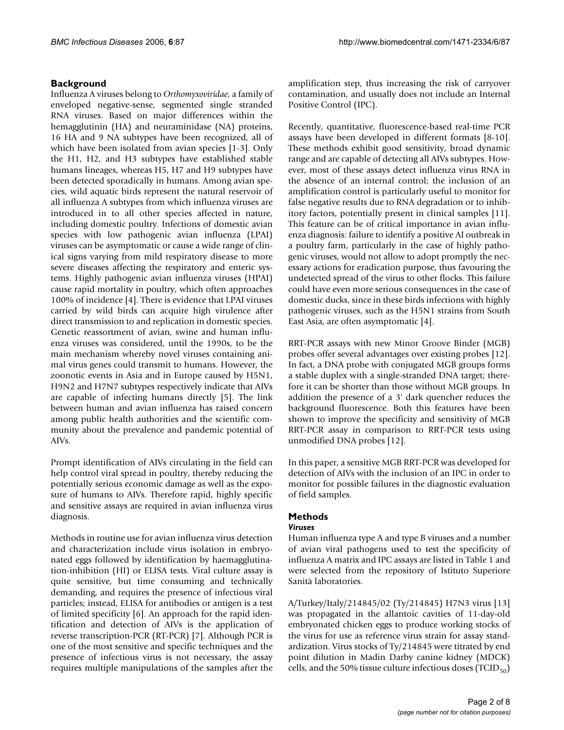## Background

Influenza A viruses belong to *Orthomyxoviridae*, a family of enveloped negative-sense, segmented single stranded RNA viruses. Based on major differences within the hemagglutinin (HA) and neuraminidase (NA) proteins, 16 HA and 9 NA subtypes have been recognized, all of which have been isolated from avian species [1-3]. Only the H1, H2, and H3 subtypes have established stable humans lineages, whereas H5, H7 and H9 subtypes have been detected sporadically in humans. Among avian species, wild aquatic birds represent the natural reservoir of all influenza A subtypes from which influenza viruses are introduced in to all other species affected in nature, including domestic poultry. Infections of domestic avian species with low pathogenic avian influenza (LPAI) viruses can be asymptomatic or cause a wide range of clinical signs varying from mild respiratory disease to more severe diseases affecting the respiratory and enteric systems. Highly pathogenic avian influenza viruses (HPAI) cause rapid mortality in poultry, which often approaches 100% of incidence [4]. There is evidence that LPAI viruses carried by wild birds can acquire high virulence after direct transmission to and replication in domestic species. Genetic reassortment of avian, swine and human influenza viruses was considered, until the 1990s, to be the main mechanism whereby novel viruses containing animal virus genes could transmit to humans. However, the zoonotic events in Asia and in Europe caused by H5N1, H9N2 and H7N7 subtypes respectively indicate that AIVs are capable of infecting humans directly [5]. The link between human and avian influenza has raised concern among public health authorities and the scientific community about the prevalence and pandemic potential of AIVs.

Prompt identification of AIVs circulating in the field can help control viral spread in poultry, thereby reducing the potentially serious economic damage as well as the exposure of humans to AIVs. Therefore rapid, highly specific and sensitive assays are required in avian influenza virus diagnosis.

Methods in routine use for avian influenza virus detection and characterization include virus isolation in embryonated eggs followed by identification by haemagglutination-inhibition (HI) or ELISA tests. Viral culture assay is quite sensitive, but time consuming and technically demanding, and requires the presence of infectious viral particles; instead, ELISA for antibodies or antigen is a test of limited specificity [6]. An approach for the rapid identification and detection of AIVs is the application of reverse transcription-PCR (RT-PCR) [7]. Although PCR is one of the most sensitive and specific techniques and the presence of infectious virus is not necessary, the assay requires multiple manipulations of the samples after the amplification step, thus increasing the risk of carryover contamination, and usually does not include an Internal Positive Control (IPC).

Recently, quantitative, fluorescence-based real-time PCR assays have been developed in different formats [8-10]. These methods exhibit good sensitivity, broad dynamic range and are capable of detecting all AIVs subtypes. However, most of these assays detect influenza virus RNA in the absence of an internal control; the inclusion of an amplification control is particularly useful to monitor for false negative results due to RNA degradation or to inhibitory factors, potentially present in clinical samples [11]. This feature can be of critical importance in avian influenza diagnosis: failure to identify a positive AI outbreak in a poultry farm, particularly in the case of highly pathogenic viruses, would not allow to adopt promptly the necessary actions for eradication purpose, thus favouring the undetected spread of the virus to other flocks. This failure could have even more serious consequences in the case of domestic ducks, since in these birds infections with highly pathogenic viruses, such as the H5N1 strains from South East Asia, are often asymptomatic [4].

RRT-PCR assays with new Minor Groove Binder (MGB) probes offer several advantages over existing probes [12]. In fact, a DNA probe with conjugated MGB groups forms a stable duplex with a single-stranded DNA target; therefore it can be shorter than those without MGB groups. In addition the presence of a 3' dark quencher reduces the background fluorescence. Both this features have been shown to improve the specificity and sensitivity of MGB RRT-PCR assay in comparison to RRT-PCR tests using unmodified DNA probes [12].

In this paper, a sensitive MGB RRT-PCR was developed for detection of AIVs with the inclusion of an IPC in order to monitor for possible failures in the diagnostic evaluation of field samples.

## Methods

### *Viruses*

Human influenza type A and type B viruses and a number of avian viral pathogens used to test the specificity of influenza A matrix and IPC assays are listed in Table 1 and were selected from the repository of Istituto Superiore Sanità laboratories.

A/Turkey/Italy/214845/02 (Ty/214845) H7N3 virus [13] was propagated in the allantoic cavities of 11-day-old embryonated chicken eggs to produce working stocks of the virus for use as reference virus strain for assay standardization. Virus stocks of Ty/214845 were titrated by end point dilution in Madin Darby canine kidney (MDCK) cells, and the 50% tissue culture infectious doses ($TCID_{50}$)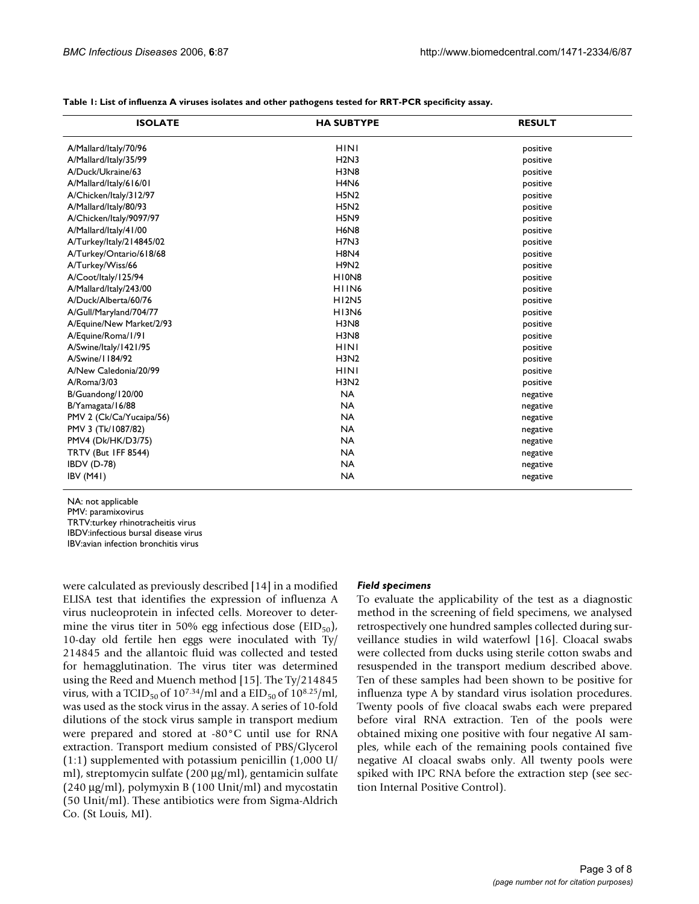**Table 1: List of influenza A viruses isolates and other pathogens tested for RRT-PCR specificity assay.**

| ISOLATE | HA SUBTYPE | RESULT |
|---|---|---|
| A/Mallard/Italy/70/96 | H1N1 | positive |
| A/Mallard/Italy/35/99 | H2N3 | positive |
| A/Duck/Ukraine/63 | H3N8 | positive |
| A/Mallard/Italy/616/01 | H4N6 | positive |
| A/Chicken/Italy/312/97 | H5N2 | positive |
| A/Mallard/Italy/80/93 | H5N2 | positive |
| A/Chicken/Italy/9097/97 | H5N9 | positive |
| A/Mallard/Italy/41/00 | H6N8 | positive |
| A/Turkey/Italy/214845/02 | H7N3 | positive |
| A/Turkey/Ontario/618/68 | H8N4 | positive |
| A/Turkey/Wiss/66 | H9N2 | positive |
| A/Coot/Italy/125/94 | H10N8 | positive |
| A/Mallard/Italy/243/00 | H11N6 | positive |
| A/Duck/Alberta/60/76 | H12N5 | positive |
| A/Gull/Maryland/704/77 | H13N6 | positive |
| A/Equine/New Market/2/93 | H3N8 | positive |
| A/Equine/Roma/1/91 | H3N8 | positive |
| A/Swine/Italy/1421/95 | H1N1 | positive |
| A/Swine/1184/92 | H3N2 | positive |
| A/New Caledonia/20/99 | H1N1 | positive |
| A/Roma/3/03 | H3N2 | positive |
| B/Guandong/120/00 | NA | negative |
| B/Yamagata/16/88 | NA | negative |
| PMV 2 (Ck/Ca/Yucaipa/56) | NA | negative |
| PMV 3 (Tk/1087/82) | NA | negative |
| PMV4 (Dk/HK/D3/75) | NA | negative |
| TRTV (But 1FF 8544) | NA | negative |
| IBDV (D-78) | NA | negative |
| IBV (M41) | NA | negative |

NA: not applicable
PMV: paramixovirus
TRTV:turkey rhinotracheitis virus
IBDV:infectious bursal disease virus
IBV:avian infection bronchitis virus

were calculated as previously described [14] in a modified ELISA test that identifies the expression of influenza A virus nucleoprotein in infected cells. Moreover to determine the virus titer in 50% egg infectious dose ($EID_{50}$), 10-day old fertile hen eggs were inoculated with Ty/214845 and the allantoic fluid was collected and tested for hemagglutination. The virus titer was determined using the Reed and Muench method [15]. The Ty/214845 virus, with a $TCID_{50}$ of $10^{7.34}$/ml and a $EID_{50}$ of $10^{8.25}$/ml, was used as the stock virus in the assay. A series of 10-fold dilutions of the stock virus sample in transport medium were prepared and stored at -80°C until use for RNA extraction. Transport medium consisted of PBS/Glycerol (1:1) supplemented with potassium penicillin (1,000 U/ml), streptomycin sulfate (200 μg/ml), gentamicin sulfate (240 μg/ml), polymyxin B (100 Unit/ml) and mycostatin (50 Unit/ml). These antibiotics were from Sigma-Aldrich Co. (St Louis, MI).

### *Field specimens*

To evaluate the applicability of the test as a diagnostic method in the screening of field specimens, we analysed retrospectively one hundred samples collected during surveillance studies in wild waterfowl [16]. Cloacal swabs were collected from ducks using sterile cotton swabs and resuspended in the transport medium described above. Ten of these samples had been shown to be positive for influenza type A by standard virus isolation procedures. Twenty pools of five cloacal swabs each were prepared before viral RNA extraction. Ten of the pools were obtained mixing one positive with four negative AI samples, while each of the remaining pools contained five negative AI cloacal swabs only. All twenty pools were spiked with IPC RNA before the extraction step (see section Internal Positive Control).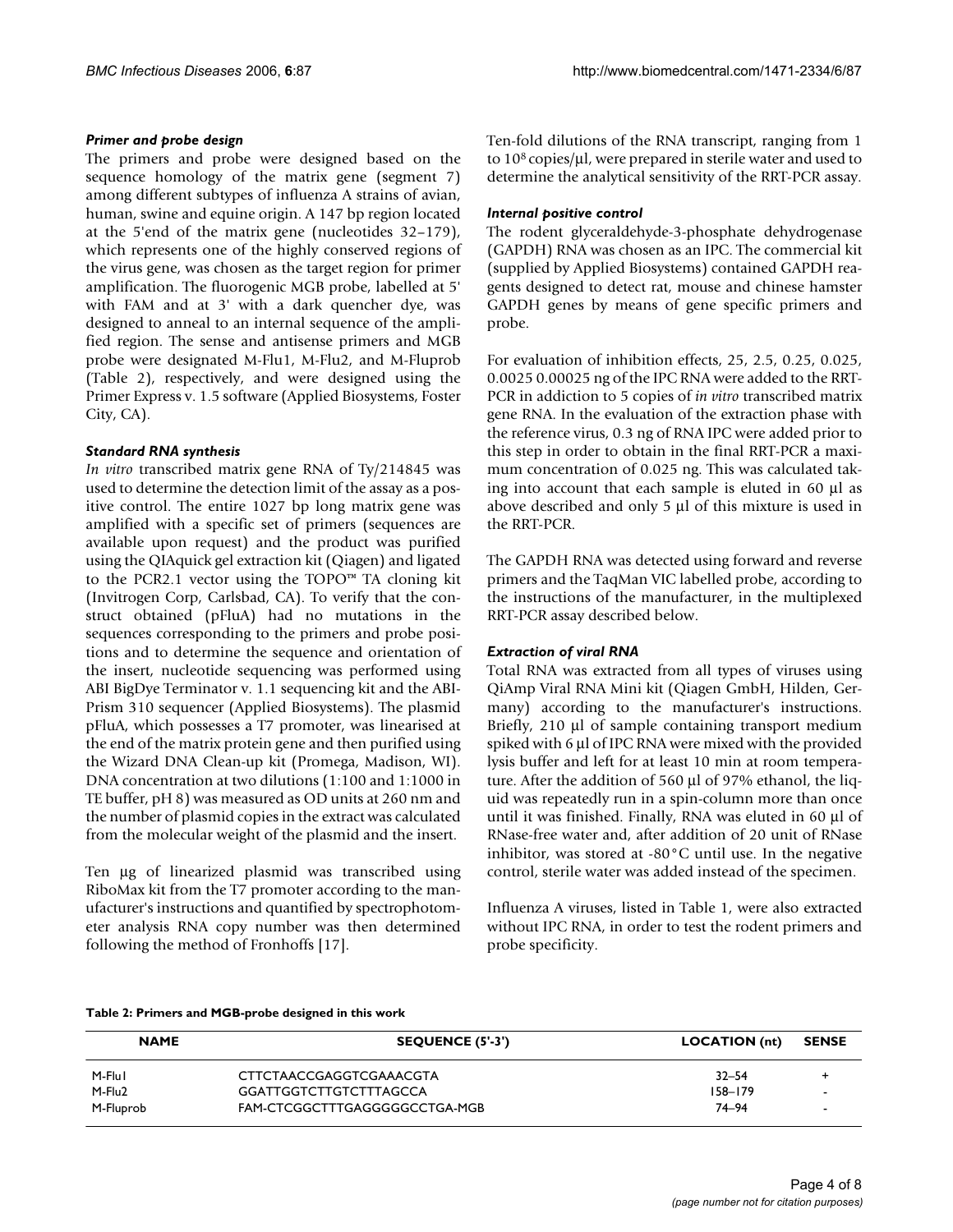### *Primer and probe design*

The primers and probe were designed based on the sequence homology of the matrix gene (segment 7) among different subtypes of influenza A strains of avian, human, swine and equine origin. A 147 bp region located at the 5'end of the matrix gene (nucleotides 32–179), which represents one of the highly conserved regions of the virus gene, was chosen as the target region for primer amplification. The fluorogenic MGB probe, labelled at 5' with FAM and at 3' with a dark quencher dye, was designed to anneal to an internal sequence of the amplified region. The sense and antisense primers and MGB probe were designated M-Flu1, M-Flu2, and M-Fluprob (Table 2), respectively, and were designed using the Primer Express v. 1.5 software (Applied Biosystems, Foster City, CA).

### *Standard RNA synthesis*

*In vitro* transcribed matrix gene RNA of Ty/214845 was used to determine the detection limit of the assay as a positive control. The entire 1027 bp long matrix gene was amplified with a specific set of primers (sequences are available upon request) and the product was purified using the QIAquick gel extraction kit (Qiagen) and ligated to the PCR2.1 vector using the TOPO™ TA cloning kit (Invitrogen Corp, Carlsbad, CA). To verify that the construct obtained (pFluA) had no mutations in the sequences corresponding to the primers and probe positions and to determine the sequence and orientation of the insert, nucleotide sequencing was performed using ABI BigDye Terminator v. 1.1 sequencing kit and the ABI-Prism 310 sequencer (Applied Biosystems). The plasmid pFluA, which possesses a T7 promoter, was linearised at the end of the matrix protein gene and then purified using the Wizard DNA Clean-up kit (Promega, Madison, WI). DNA concentration at two dilutions (1:100 and 1:1000 in TE buffer, pH 8) was measured as OD units at 260 nm and the number of plasmid copies in the extract was calculated from the molecular weight of the plasmid and the insert.

Ten µg of linearized plasmid was transcribed using RiboMax kit from the T7 promoter according to the manufacturer's instructions and quantified by spectrophotometer analysis RNA copy number was then determined following the method of Fronhoffs [17].

Ten-fold dilutions of the RNA transcript, ranging from 1 to $10^8$ copies/µl, were prepared in sterile water and used to determine the analytical sensitivity of the RRT-PCR assay.

### *Internal positive control*

The rodent glyceraldehyde-3-phosphate dehydrogenase (GAPDH) RNA was chosen as an IPC. The commercial kit (supplied by Applied Biosystems) contained GAPDH reagents designed to detect rat, mouse and chinese hamster GAPDH genes by means of gene specific primers and probe.

For evaluation of inhibition effects, 25, 2.5, 0.25, 0.025, 0.0025 0.00025 ng of the IPC RNA were added to the RRT-PCR in addiction to 5 copies of *in vitro* transcribed matrix gene RNA. In the evaluation of the extraction phase with the reference virus, 0.3 ng of RNA IPC were added prior to this step in order to obtain in the final RRT-PCR a maximum concentration of 0.025 ng. This was calculated taking into account that each sample is eluted in 60 µl as above described and only 5 µl of this mixture is used in the RRT-PCR.

The GAPDH RNA was detected using forward and reverse primers and the TaqMan VIC labelled probe, according to the instructions of the manufacturer, in the multiplexed RRT-PCR assay described below.

### *Extraction of viral RNA*

Total RNA was extracted from all types of viruses using QiAmp Viral RNA Mini kit (Qiagen GmbH, Hilden, Germany) according to the manufacturer's instructions. Briefly, 210 µl of sample containing transport medium spiked with 6 µl of IPC RNA were mixed with the provided lysis buffer and left for at least 10 min at room temperature. After the addition of 560 µl of 97% ethanol, the liquid was repeatedly run in a spin-column more than once until it was finished. Finally, RNA was eluted in 60 µl of RNase-free water and, after addition of 20 unit of RNase inhibitor, was stored at -80°C until use. In the negative control, sterile water was added instead of the specimen.

Influenza A viruses, listed in Table 1, were also extracted without IPC RNA, in order to test the rodent primers and probe specificity.

**Table 2: Primers and MGB-probe designed in this work**

| NAME | SEQUENCE (5'-3') | LOCATION (nt) | SENSE |
|---|---|---|---|
| M-Flu1 | CTTCTAACCGAGGTCGAAACGTA | 32–54 | + |
| M-Flu2 | GGATTGGTCTTGTCTTTAGCCA | 158–179 | - |
| M-Fluprob | FAM-CTCGGCTTTGAGGGGGCCTGA-MGB | 74–94 | - |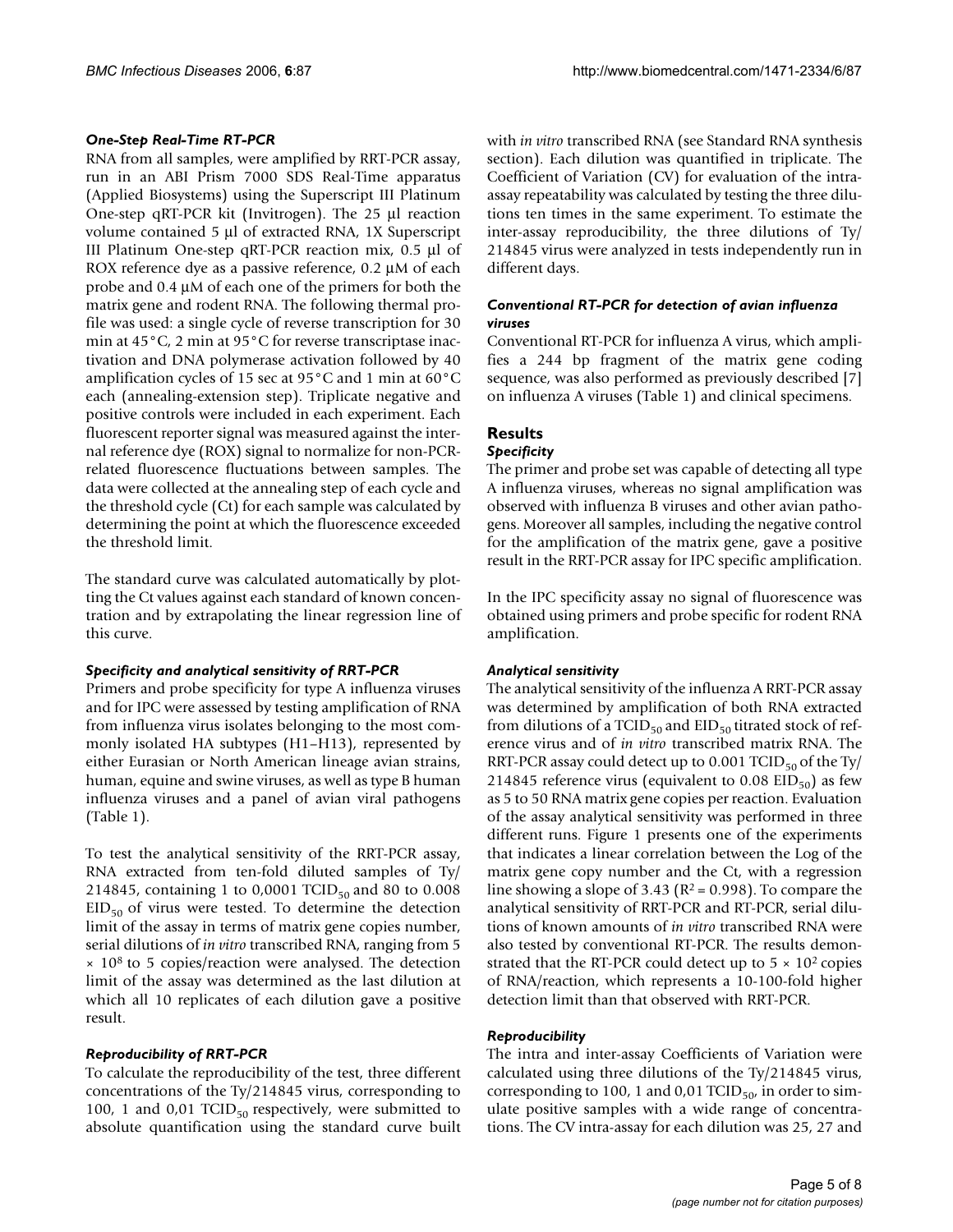### *One-Step Real-Time RT-PCR*

RNA from all samples, were amplified by RRT-PCR assay, run in an ABI Prism 7000 SDS Real-Time apparatus (Applied Biosystems) using the Superscript III Platinum One-step qRT-PCR kit (Invitrogen). The 25 µl reaction volume contained 5 µl of extracted RNA, 1X Superscript III Platinum One-step qRT-PCR reaction mix, 0.5 µl of ROX reference dye as a passive reference, 0.2 µM of each probe and 0.4 µM of each one of the primers for both the matrix gene and rodent RNA. The following thermal profile was used: a single cycle of reverse transcription for 30 min at 45°C, 2 min at 95°C for reverse transcriptase inactivation and DNA polymerase activation followed by 40 amplification cycles of 15 sec at 95°C and 1 min at 60°C each (annealing-extension step). Triplicate negative and positive controls were included in each experiment. Each fluorescent reporter signal was measured against the internal reference dye (ROX) signal to normalize for non-PCR-related fluorescence fluctuations between samples. The data were collected at the annealing step of each cycle and the threshold cycle (Ct) for each sample was calculated by determining the point at which the fluorescence exceeded the threshold limit.

The standard curve was calculated automatically by plotting the Ct values against each standard of known concentration and by extrapolating the linear regression line of this curve.

### *Specificity and analytical sensitivity of RRT-PCR*

Primers and probe specificity for type A influenza viruses and for IPC were assessed by testing amplification of RNA from influenza virus isolates belonging to the most commonly isolated HA subtypes (H1–H13), represented by either Eurasian or North American lineage avian strains, human, equine and swine viruses, as well as type B human influenza viruses and a panel of avian viral pathogens (Table 1).

To test the analytical sensitivity of the RRT-PCR assay, RNA extracted from ten-fold diluted samples of Ty/214845, containing 1 to 0,0001 $TCID_{50}$ and 80 to 0.008 $EID_{50}$ of virus were tested. To determine the detection limit of the assay in terms of matrix gene copies number, serial dilutions of *in vitro* transcribed RNA, ranging from $5 \times 10^8$ to 5 copies/reaction were analysed. The detection limit of the assay was determined as the last dilution at which all 10 replicates of each dilution gave a positive result.

### *Reproducibility of RRT-PCR*

To calculate the reproducibility of the test, three different concentrations of the Ty/214845 virus, corresponding to 100, 1 and 0,01 $TCID_{50}$ respectively, were submitted to absolute quantification using the standard curve built with *in vitro* transcribed RNA (see Standard RNA synthesis section). Each dilution was quantified in triplicate. The Coefficient of Variation (CV) for evaluation of the intra-assay repeatability was calculated by testing the three dilutions ten times in the same experiment. To estimate the inter-assay reproducibility, the three dilutions of Ty/214845 virus were analyzed in tests independently run in different days.

### *Conventional RT-PCR for detection of avian influenza viruses*

Conventional RT-PCR for influenza A virus, which amplifies a 244 bp fragment of the matrix gene coding sequence, was also performed as previously described [7] on influenza A viruses (Table 1) and clinical specimens.

## Results

### *Specificity*

The primer and probe set was capable of detecting all type A influenza viruses, whereas no signal amplification was observed with influenza B viruses and other avian pathogens. Moreover all samples, including the negative control for the amplification of the matrix gene, gave a positive result in the RRT-PCR assay for IPC specific amplification.

In the IPC specificity assay no signal of fluorescence was obtained using primers and probe specific for rodent RNA amplification.

### *Analytical sensitivity*

The analytical sensitivity of the influenza A RRT-PCR assay was determined by amplification of both RNA extracted from dilutions of a $TCID_{50}$ and $EID_{50}$ titrated stock of reference virus and of *in vitro* transcribed matrix RNA. The RRT-PCR assay could detect up to 0.001 $TCID_{50}$ of the Ty/214845 reference virus (equivalent to 0.08 $EID_{50}$) as few as 5 to 50 RNA matrix gene copies per reaction. Evaluation of the assay analytical sensitivity was performed in three different runs. Figure 1 presents one of the experiments that indicates a linear correlation between the Log of the matrix gene copy number and the Ct, with a regression line showing a slope of 3.43 ($R^2 = 0.998$). To compare the analytical sensitivity of RRT-PCR and RT-PCR, serial dilutions of known amounts of *in vitro* transcribed RNA were also tested by conventional RT-PCR. The results demonstrated that the RT-PCR could detect up to $5 \times 10^2$ copies of RNA/reaction, which represents a 10-100-fold higher detection limit than that observed with RRT-PCR.

### *Reproducibility*

The intra and inter-assay Coefficients of Variation were calculated using three dilutions of the Ty/214845 virus, corresponding to 100, 1 and 0,01 $TCID_{50}$, in order to simulate positive samples with a wide range of concentrations. The CV intra-assay for each dilution was 25, 27 and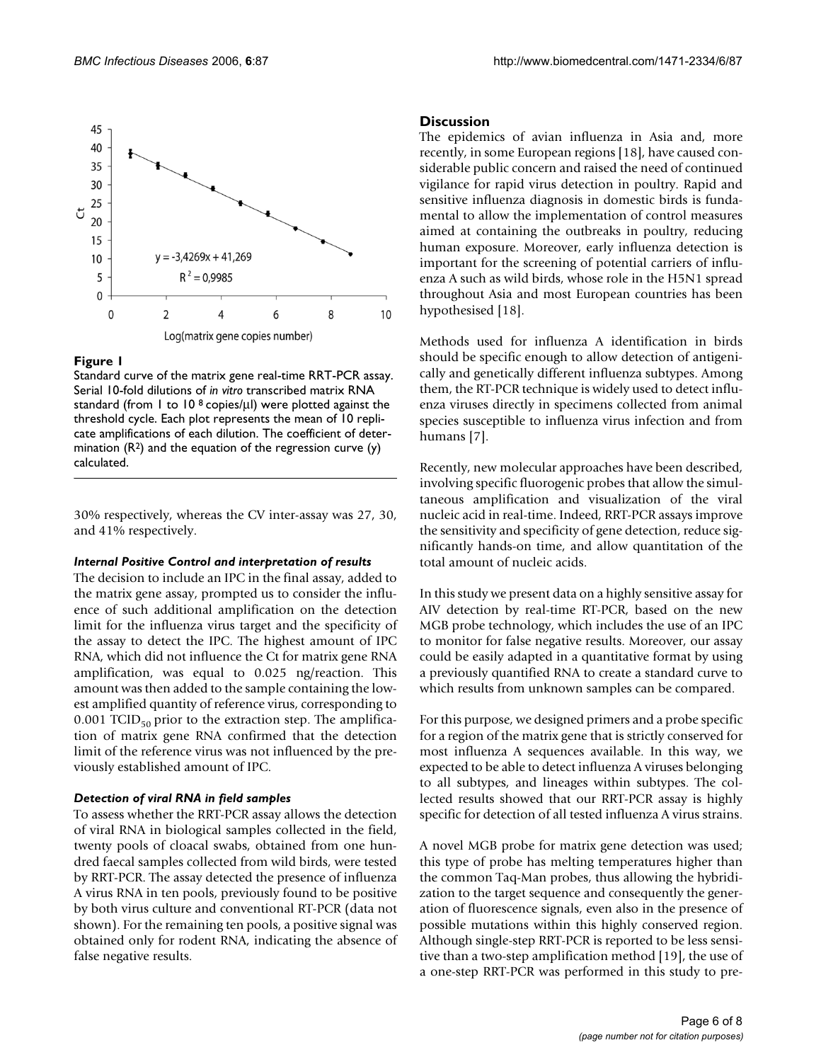45
40
35
30
25
20
15
10
5
0

Ct

0 2 4 6 8 10

Log(matrix gene copies number)

y = -3,4269x + 41,269

$R^2$ = 0,9985

**Figure 1**

Standard curve of the matrix gene real-time RRT-PCR assay. Serial 10-fold dilutions of *in vitro* transcribed matrix RNA standard (from 1 to $10^8$ copies/μl) were plotted against the threshold cycle. Each plot represents the mean of 10 replicate amplifications of each dilution. The coefficient of determination ($R^2$) and the equation of the regression curve (y) calculated.

30% respectively, whereas the CV inter-assay was 27, 30, and 41% respectively.

### *Internal Positive Control and interpretation of results*

The decision to include an IPC in the final assay, added to the matrix gene assay, prompted us to consider the influence of such additional amplification on the detection limit for the influenza virus target and the specificity of the assay to detect the IPC. The highest amount of IPC RNA, which did not influence the Ct for matrix gene RNA amplification, was equal to 0.025 ng/reaction. This amount was then added to the sample containing the lowest amplified quantity of reference virus, corresponding to 0.001 $TCID_{50}$ prior to the extraction step. The amplification of matrix gene RNA confirmed that the detection limit of the reference virus was not influenced by the previously established amount of IPC.

### *Detection of viral RNA in field samples*

To assess whether the RRT-PCR assay allows the detection of viral RNA in biological samples collected in the field, twenty pools of cloacal swabs, obtained from one hundred faecal samples collected from wild birds, were tested by RRT-PCR. The assay detected the presence of influenza A virus RNA in ten pools, previously found to be positive by both virus culture and conventional RT-PCR (data not shown). For the remaining ten pools, a positive signal was obtained only for rodent RNA, indicating the absence of false negative results.

## Discussion

The epidemics of avian influenza in Asia and, more recently, in some European regions [18], have caused considerable public concern and raised the need of continued vigilance for rapid virus detection in poultry. Rapid and sensitive influenza diagnosis in domestic birds is fundamental to allow the implementation of control measures aimed at containing the outbreaks in poultry, reducing human exposure. Moreover, early influenza detection is important for the screening of potential carriers of influenza A such as wild birds, whose role in the H5N1 spread throughout Asia and most European countries has been hypothesised [18].

Methods used for influenza A identification in birds should be specific enough to allow detection of antigenically and genetically different influenza subtypes. Among them, the RT-PCR technique is widely used to detect influenza viruses directly in specimens collected from animal species susceptible to influenza virus infection and from humans [7].

Recently, new molecular approaches have been described, involving specific fluorogenic probes that allow the simultaneous amplification and visualization of the viral nucleic acid in real-time. Indeed, RRT-PCR assays improve the sensitivity and specificity of gene detection, reduce significantly hands-on time, and allow quantitation of the total amount of nucleic acids.

In this study we present data on a highly sensitive assay for AIV detection by real-time RT-PCR, based on the new MGB probe technology, which includes the use of an IPC to monitor for false negative results. Moreover, our assay could be easily adapted in a quantitative format by using a previously quantified RNA to create a standard curve to which results from unknown samples can be compared.

For this purpose, we designed primers and a probe specific for a region of the matrix gene that is strictly conserved for most influenza A sequences available. In this way, we expected to be able to detect influenza A viruses belonging to all subtypes, and lineages within subtypes. The collected results showed that our RRT-PCR assay is highly specific for detection of all tested influenza A virus strains.

A novel MGB probe for matrix gene detection was used; this type of probe has melting temperatures higher than the common Taq-Man probes, thus allowing the hybridization to the target sequence and consequently the generation of fluorescence signals, even also in the presence of possible mutations within this highly conserved region. Although single-step RRT-PCR is reported to be less sensitive than a two-step amplification method [19], the use of a one-step RRT-PCR was performed in this study to pre-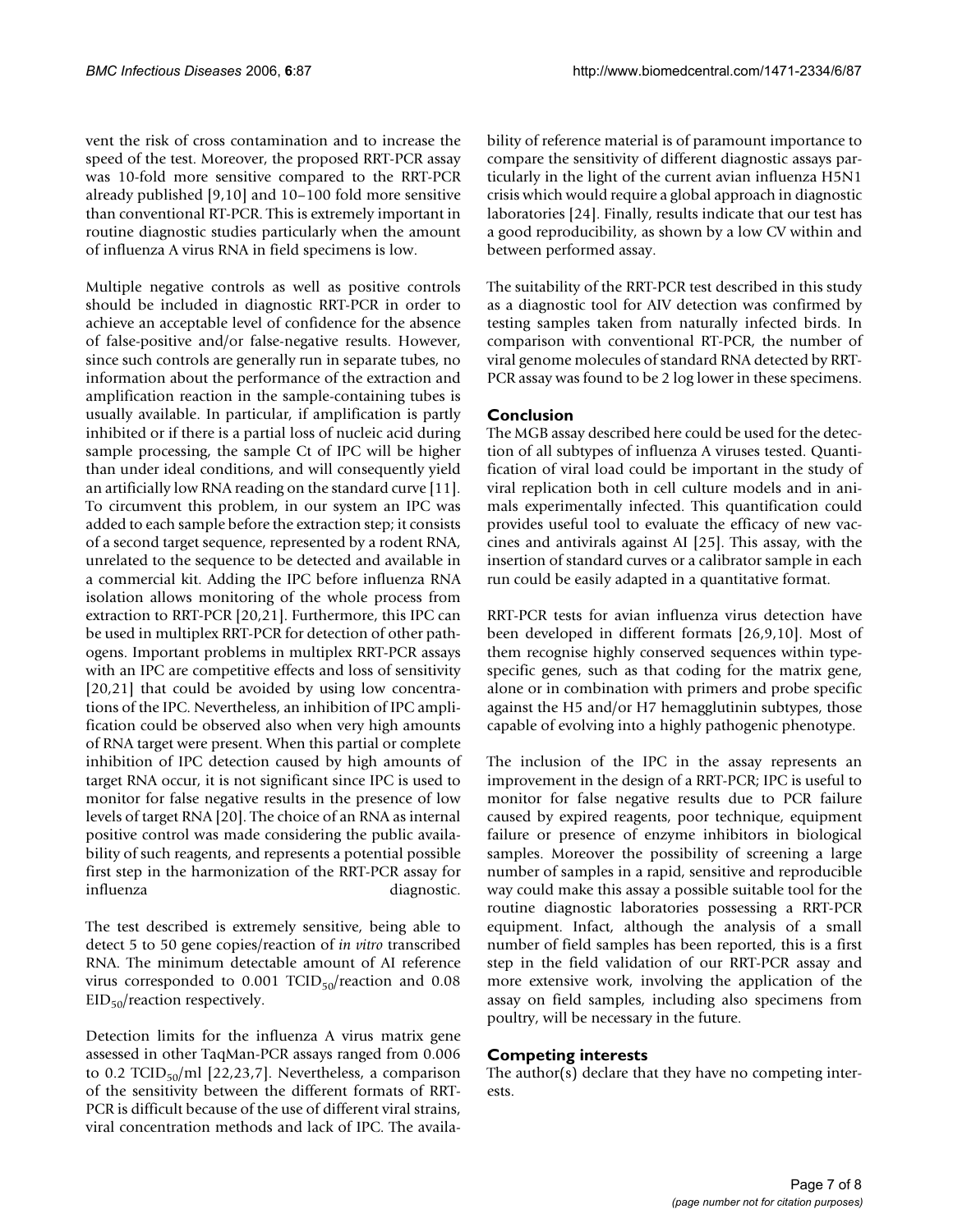vent the risk of cross contamination and to increase the speed of the test. Moreover, the proposed RRT-PCR assay was 10-fold more sensitive compared to the RRT-PCR already published [9,10] and 10–100 fold more sensitive than conventional RT-PCR. This is extremely important in routine diagnostic studies particularly when the amount of influenza A virus RNA in field specimens is low.

Multiple negative controls as well as positive controls should be included in diagnostic RRT-PCR in order to achieve an acceptable level of confidence for the absence of false-positive and/or false-negative results. However, since such controls are generally run in separate tubes, no information about the performance of the extraction and amplification reaction in the sample-containing tubes is usually available. In particular, if amplification is partly inhibited or if there is a partial loss of nucleic acid during sample processing, the sample Ct of IPC will be higher than under ideal conditions, and will consequently yield an artificially low RNA reading on the standard curve [11]. To circumvent this problem, in our system an IPC was added to each sample before the extraction step; it consists of a second target sequence, represented by a rodent RNA, unrelated to the sequence to be detected and available in a commercial kit. Adding the IPC before influenza RNA isolation allows monitoring of the whole process from extraction to RRT-PCR [20,21]. Furthermore, this IPC can be used in multiplex RRT-PCR for detection of other pathogens. Important problems in multiplex RRT-PCR assays with an IPC are competitive effects and loss of sensitivity [20,21] that could be avoided by using low concentrations of the IPC. Nevertheless, an inhibition of IPC amplification could be observed also when very high amounts of RNA target were present. When this partial or complete inhibition of IPC detection caused by high amounts of target RNA occur, it is not significant since IPC is used to monitor for false negative results in the presence of low levels of target RNA [20]. The choice of an RNA as internal positive control was made considering the public availability of such reagents, and represents a potential possible first step in the harmonization of the RRT-PCR assay for influenza diagnostic.

The test described is extremely sensitive, being able to detect 5 to 50 gene copies/reaction of *in vitro* transcribed RNA. The minimum detectable amount of AI reference virus corresponded to 0.001 $TCID_{50}$/reaction and 0.08 $EID_{50}$/reaction respectively.

Detection limits for the influenza A virus matrix gene assessed in other TaqMan-PCR assays ranged from 0.006 to 0.2 $TCID_{50}$/ml [22,23,7]. Nevertheless, a comparison of the sensitivity between the different formats of RRT-PCR is difficult because of the use of different viral strains, viral concentration methods and lack of IPC. The availability of reference material is of paramount importance to compare the sensitivity of different diagnostic assays particularly in the light of the current avian influenza H5N1 crisis which would require a global approach in diagnostic laboratories [24]. Finally, results indicate that our test has a good reproducibility, as shown by a low CV within and between performed assay.

The suitability of the RRT-PCR test described in this study as a diagnostic tool for AIV detection was confirmed by testing samples taken from naturally infected birds. In comparison with conventional RT-PCR, the number of viral genome molecules of standard RNA detected by RRT-PCR assay was found to be 2 log lower in these specimens.

## Conclusion

The MGB assay described here could be used for the detection of all subtypes of influenza A viruses tested. Quantification of viral load could be important in the study of viral replication both in cell culture models and in animals experimentally infected. This quantification could provides useful tool to evaluate the efficacy of new vaccines and antivirals against AI [25]. This assay, with the insertion of standard curves or a calibrator sample in each run could be easily adapted in a quantitative format.

RRT-PCR tests for avian influenza virus detection have been developed in different formats [26,9,10]. Most of them recognise highly conserved sequences within type-specific genes, such as that coding for the matrix gene, alone or in combination with primers and probe specific against the H5 and/or H7 hemagglutinin subtypes, those capable of evolving into a highly pathogenic phenotype.

The inclusion of the IPC in the assay represents an improvement in the design of a RRT-PCR; IPC is useful to monitor for false negative results due to PCR failure caused by expired reagents, poor technique, equipment failure or presence of enzyme inhibitors in biological samples. Moreover the possibility of screening a large number of samples in a rapid, sensitive and reproducible way could make this assay a possible suitable tool for the routine diagnostic laboratories possessing a RRT-PCR equipment. Infact, although the analysis of a small number of field samples has been reported, this is a first step in the field validation of our RRT-PCR assay and more extensive work, involving the application of the assay on field samples, including also specimens from poultry, will be necessary in the future.

## Competing interests

The author(s) declare that they have no competing interests.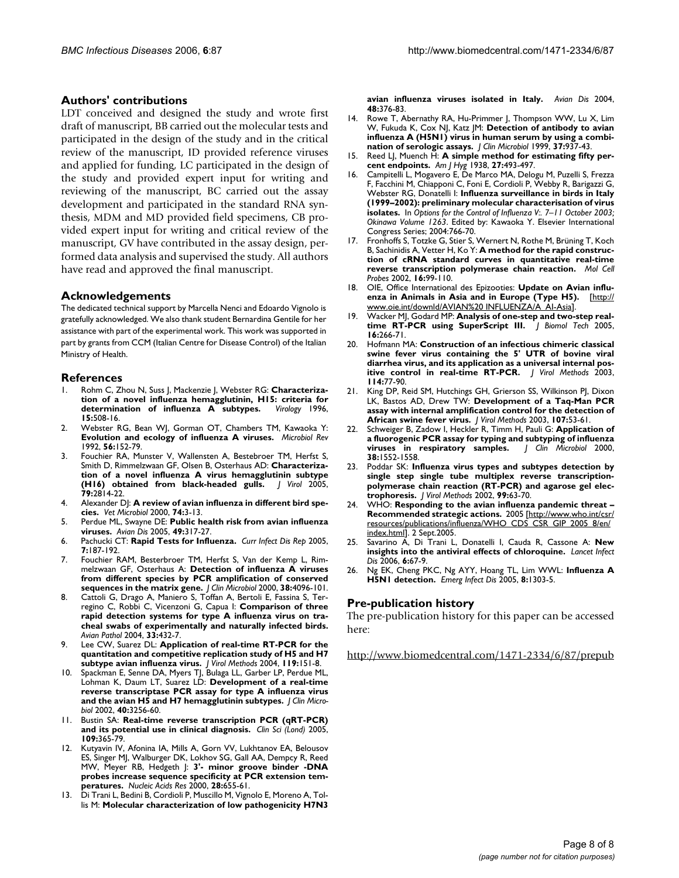## Authors' contributions

LDT conceived and designed the study and wrote first draft of manuscript, BB carried out the molecular tests and participated in the design of the study and in the critical review of the manuscript, ID provided reference viruses and applied for funding, LC participated in the design of the study and provided expert input for writing and reviewing of the manuscript, BC carried out the assay development and participated in the standard RNA synthesis, MDM and MD provided field specimens, CB provided expert input for writing and critical review of the manuscript, GV have contributed in the assay design, performed data analysis and supervised the study. All authors have read and approved the final manuscript.

## Acknowledgements

The dedicated technical support by Marcella Nenci and Edoardo Vignolo is gratefully acknowledged. We also thank student Bernardina Gentile for her assistance with part of the experimental work. This work was supported in part by grants from CCM (Italian Centre for Disease Control) of the Italian Ministry of Health.

## References

1. Rohm C, Zhou N, Suss J, Mackenzie J, Webster RG: **Characterization of a novel influenza hemagglutinin, H15: criteria for determination of influenza A subtypes.** *Virology* 1996, **15:**508-16.
2. Webster RG, Bean WJ, Gorman OT, Chambers TM, Kawaoka Y: **Evolution and ecology of influenza A viruses.** *Microbiol Rev* 1992, **56:**152-79.
3. Fouchier RA, Munster V, Wallensten A, Bestebroer TM, Herfst S, Smith D, Rimmelzwaan GF, Olsen B, Osterhaus AD: **Characterization of a novel influenza A virus hemagglutinin subtype (H16) obtained from black-headed gulls.** *J Virol* 2005, **79:**2814-22.
4. Alexander DJ: **A review of avian influenza in different bird species.** *Vet Microbiol* 2000, **74:**3-13.
5. Perdue ML, Swayne DE: **Public health risk from avian influenza viruses.** *Avian Dis* 2005, **49:**317-27.
6. Pachucki CT: **Rapid Tests for Influenza.** *Curr Infect Dis Rep* 2005, **7:**187-192.
7. Fouchier RAM, Besterbroer TM, Herfst S, Van der Kemp L, Rimmelzwaan GF, Osterhaus A: **Detection of influenza A viruses from different species by PCR amplification of conserved sequences in the matrix gene.** *J Clin Microbiol* 2000, **38:**4096-101.
8. Cattoli G, Drago A, Maniero S, Toffan A, Bertoli E, Fassina S, Terregino C, Robbi C, Vicenzoni G, Capua I: **Comparison of three rapid detection systems for type A influenza virus on tracheal swabs of experimentally and naturally infected birds.** *Avian Pathol* 2004, **33:**432-7.
9. Lee CW, Suarez DL: **Application of real-time RT-PCR for the quantitation and competitive replication study of H5 and H7 subtype avian influenza virus.** *J Virol Methods* 2004, **119:**151-8.
10. Spackman E, Senne DA, Myers TJ, Bulaga LL, Garber LP, Perdue ML, Lohman K, Daum LT, Suarez LD: **Development of a real-time reverse transcriptase PCR assay for type A influenza virus and the avian H5 and H7 hemagglutinin subtypes.** *J Clin Microbiol* 2002, **40:**3256-60.
11. Bustin SA: **Real-time reverse transcription PCR (qRT-PCR) and its potential use in clinical diagnosis.** *Clin Sci (Lond)* 2005, **109:**365-79.
12. Kutyavin IV, Afonina IA, Mills A, Gorn VV, Lukhtanov EA, Belousov ES, Singer MJ, Walburger DK, Lokhov SG, Gall AA, Dempcy R, Reed MW, Meyer RB, Hedgeth J: **3'- minor groove binder -DNA probes increase sequence specificity at PCR extension temperatures.** *Nucleic Acids Res* 2000, **28:**655-61.
13. Di Trani L, Bedini B, Cordioli P, Muscillo M, Vignolo E, Moreno A, Tollis M: **Molecular characterization of low pathogenicity H7N3 avian influenza viruses isolated in Italy.** *Avian Dis* 2004, **48:**376-83.
14. Rowe T, Abernathy RA, Hu-Primmer J, Thompson WW, Lu X, Lim W, Fukuda K, Cox NJ, Katz JM: **Detection of antibody to avian influenza A (H5N1) virus in human serum by using a combination of serologic assays.** *J Clin Microbiol* 1999, **37:**937-43.
15. Reed LJ, Muench H: **A simple method for estimating fifty percent endpoints.** *Am J Hyg* 1938, **27:**493-497.
16. Campitelli L, Mogavero E, De Marco MA, Delogu M, Puzelli S, Frezza F, Facchini M, Chiapponi C, Foni E, Cordioli P, Webby R, Barigazzi G, Webster RG, Donatelli I: **Influenza surveillance in birds in Italy (1999–2002): preliminary molecular characterisation of virus isolates.** In *Options for the Control of Influenza V:. 7–11 October 2003; Okinawa Volume 1263*. Edited by: Kawaoka Y. Elsevier International Congress Series; 2004:766-70.
17. Fronhoffs S, Totzke G, Stier S, Wernert N, Rothe M, Brüning T, Koch B, Sachinidis A, Vetter H, Ko Y: **A method for the rapid construction of cRNA standard curves in quantitative real-time reverse transcription polymerase chain reaction.** *Mol Cell Probes* 2002, **16:**99-110.
18. OIE, Office International des Epizooties: **Update on Avian influenza in Animals in Asia and in Europe (Type H5).** [http://www.oie.int/downld/AVIAN%20 INFLUENZA/A_AI-Asia].
19. Wacker MJ, Godard MP: **Analysis of one-step and two-step real-time RT-PCR using SuperScript III.** *J Biomol Tech* 2005, **16:**266-71.
20. Hofmann MA: **Construction of an infectious chimeric classical swine fever virus containing the 5' UTR of bovine viral diarrhea virus, and its application as a universal internal positive control in real-time RT-PCR.** *J Virol Methods* 2003, **114:**77-90.
21. King DP, Reid SM, Hutchings GH, Grierson SS, Wilkinson PJ, Dixon LK, Bastos AD, Drew TW: **Development of a Taq-Man PCR assay with internal amplification control for the detection of African swine fever virus.** *J Virol Methods* 2003, **107:**53-61.
22. Schweiger B, Zadow I, Heckler R, Timm H, Pauli G: **Application of a fluorogenic PCR assay for typing and subtyping of influenza viruses in respiratory samples.** *J Clin Microbiol* 2000, **38:**1552-1558.
23. Poddar SK: **Influenza virus types and subtypes detection by single step single tube multiplex reverse transcription-polymerase chain reaction (RT-PCR) and agarose gel electrophoresis.** *J Virol Methods* 2002, **99:**63-70.
24. WHO: **Responding to the avian influenza pandemic threat – Recommended strategic actions.** 2005 [http://www.who.int/csr/resources/publications/influenza/WHO_CDS_CSR_GIP_2005_8/en/index.html]. 2 Sept.2005.
25. Savarino A, Di Trani L, Donatelli I, Cauda R, Cassone A: **New insights into the antiviral effects of chloroquine.** *Lancet Infect Dis* 2006, **6:**67-9.
26. Ng EK, Cheng PKC, Ng AYY, Hoang TL, Lim WWL: **Influenza A H5N1 detection.** *Emerg Infect Dis* 2005, **8:**1303-5.

## Pre-publication history

The pre-publication history for this paper can be accessed here:

http://www.biomedcentral.com/1471-2334/6/87/prepub